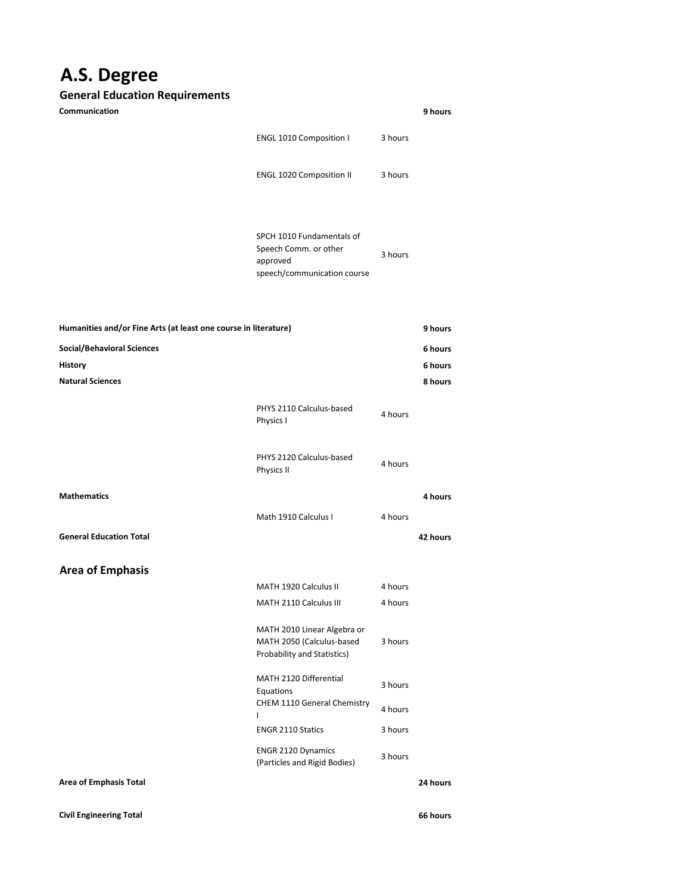# A.S. Degree

## General Education Requirements

| | | | |
|---|---|---|---|
| **Communication** | | | **9 hours** |
| | ENGL 1010 Composition I | 3 hours | |
| | ENGL 1020 Composition II | 3 hours | |
| | SPCH 1010 Fundamentals of Speech Comm. or other approved speech/communication course | 3 hours | |
| **Humanities and/or Fine Arts (at least one course in literature)** | | | **9 hours** |
| **Social/Behavioral Sciences** | | | **6 hours** |
| **History** | | | **6 hours** |
| **Natural Sciences** | | | **8 hours** |
| | PHYS 2110 Calculus-based Physics I | 4 hours | |
| | PHYS 2120 Calculus-based Physics II | 4 hours | |
| **Mathematics** | | | **4 hours** |
| | Math 1910 Calculus I | 4 hours | |
| **General Education Total** | | | **42 hours** |

## Area of Emphasis

| | | | |
|---|---|---|---|
| | MATH 1920 Calculus II | 4 hours | |
| | MATH 2110 Calculus III | 4 hours | |
| | MATH 2010 Linear Algebra or MATH 2050 (Calculus-based Probability and Statistics) | 3 hours | |
| | MATH 2120 Differential Equations | 3 hours | |
| | CHEM 1110 General Chemistry I | 4 hours | |
| | ENGR 2110 Statics | 3 hours | |
| | ENGR 2120 Dynamics (Particles and Rigid Bodies) | 3 hours | |
| **Area of Emphasis Total** | | | **24 hours** |
| **Civil Engineering Total** | | | **66 hours** |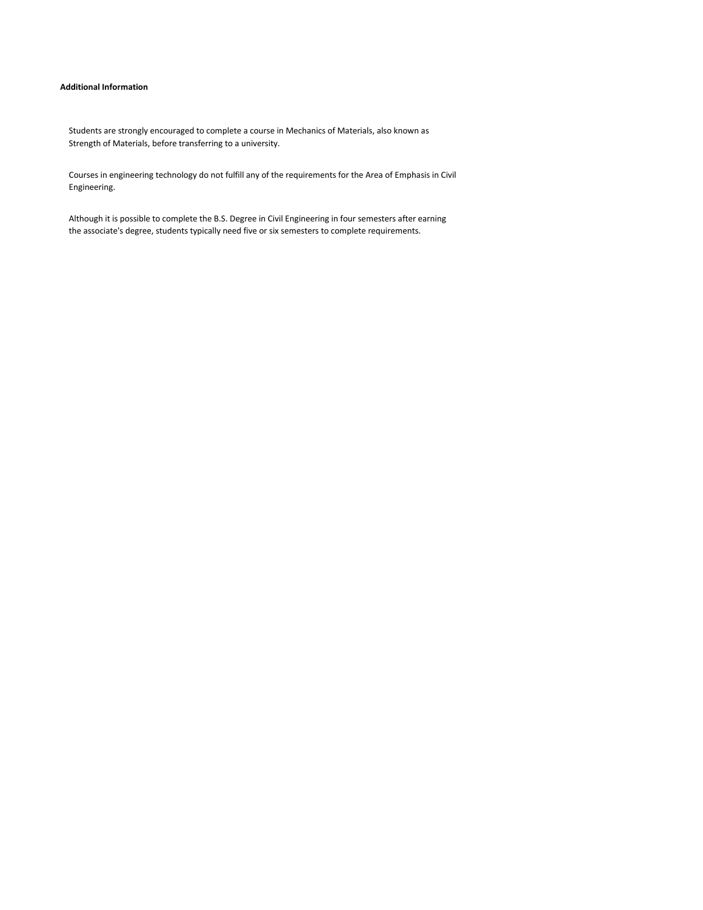**Additional Information**

Students are strongly encouraged to complete a course in Mechanics of Materials, also known as Strength of Materials, before transferring to a university.

Courses in engineering technology do not fulfill any of the requirements for the Area of Emphasis in Civil Engineering.

Although it is possible to complete the B.S. Degree in Civil Engineering in four semesters after earning the associate's degree, students typically need five or six semesters to complete requirements.